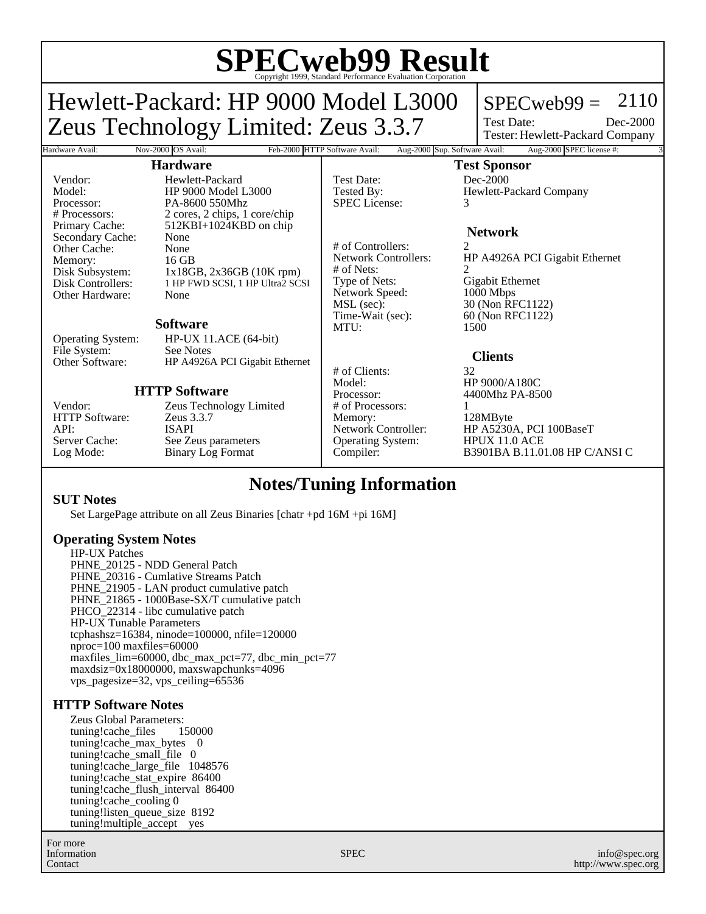# SPECweb99 Result

Copyright 1999, Standard Performance Evaluation Corporation

## Hewlett-Packard: HP 9000 Model L3000
## Zeus Technology Limited: Zeus 3.3.7

SPECweb99 = 2110

Test Date: Dec-2000

Tester: Hewlett-Packard Company

| Hardware Avail: | Nov-2000 | OS Avail: | Feb-2000 | HTTP Software Avail: | Aug-2000 | Sup. Software Avail: | Aug-2000 | SPEC license #: | 3 |
|---|---|---|---|---|---|---|---|---|---|

### Hardware

| | |
|---|---|
| Vendor: | Hewlett-Packard |
| Model: | HP 9000 Model L3000 |
| Processor: | PA-8600 550Mhz |
| # Processors: | 2 cores, 2 chips, 1 core/chip |
| Primary Cache: | 512KBI+1024KBD on chip |
| Secondary Cache: | None |
| Other Cache: | None |
| Memory: | 16 GB |
| Disk Subsystem: | 1x18GB, 2x36GB (10K rpm) |
| Disk Controllers: | 1 HP FWD SCSI, 1 HP Ultra2 SCSI |
| Other Hardware: | None |

### Software

| | |
|---|---|
| Operating System: | HP-UX 11.ACE (64-bit) |
| File System: | See Notes |
| Other Software: | HP A4926A PCI Gigabit Ethernet |

### HTTP Software

| | |
|---|---|
| Vendor: | Zeus Technology Limited |
| HTTP Software: | Zeus 3.3.7 |
| API: | ISAPI |
| Server Cache: | See Zeus parameters |
| Log Mode: | Binary Log Format |

### Test Sponsor

| | |
|---|---|
| Test Date: | Dec-2000 |
| Tested By: | Hewlett-Packard Company |
| SPEC License: | 3 |

### Network

| | |
|---|---|
| # of Controllers: | 2 |
| Network Controllers: | HP A4926A PCI Gigabit Ethernet |
| # of Nets: | 2 |
| Type of Nets: | Gigabit Ethernet |
| Network Speed: | 1000 Mbps |
| MSL (sec): | 30 (Non RFC1122) |
| Time-Wait (sec): | 60 (Non RFC1122) |
| MTU: | 1500 |

### Clients

| | |
|---|---|
| # of Clients: | 32 |
| Model: | HP 9000/A180C |
| Processor: | 4400Mhz PA-8500 |
| # of Processors: | 1 |
| Memory: | 128MByte |
| Network Controller: | HP A5230A, PCI 100BaseT |
| Operating System: | HPUX 11.0 ACE |
| Compiler: | B3901BA B.11.01.08 HP C/ANSI C |

## Notes/Tuning Information

### SUT Notes

Set LargePage attribute on all Zeus Binaries [chatr +pd 16M +pi 16M]

### Operating System Notes

HP-UX Patches
PHNE_20125 - NDD General Patch
PHNE_20316 - Cumlative Streams Patch
PHNE_21905 - LAN product cumulative patch
PHNE_21865 - 1000Base-SX/T cumulative patch
PHCO_22314 - libc cumulative patch
HP-UX Tunable Parameters
tcphashsz=16384, ninode=100000, nfile=120000
nproc=100 maxfiles=60000
maxfiles_lim=60000, dbc_max_pct=77, dbc_min_pct=77
maxdsiz=0x18000000, maxswapchunks=4096
vps_pagesize=32, vps_ceiling=65536

### HTTP Software Notes

Zeus Global Parameters:
tuning!cache_files 150000
tuning!cache_max_bytes 0
tuning!cache_small_file 0
tuning!cache_large_file 1048576
tuning!cache_stat_expire 86400
tuning!cache_flush_interval 86400
tuning!cache_cooling 0
tuning!listen_queue_size 8192
tuning!multiple_accept yes

For more Information Contact — SPEC — info@spec.org http://www.spec.org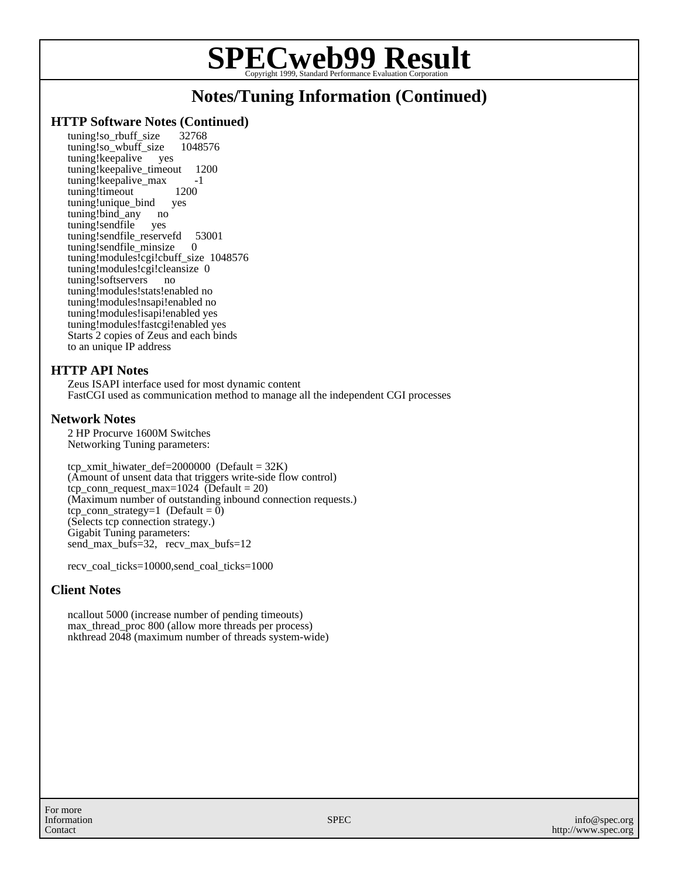# SPECweb99 Result

Copyright 1999, Standard Performance Evaluation Corporation

## Notes/Tuning Information (Continued)

### HTTP Software Notes (Continued)

tuning!so_rbuff_size 32768
tuning!so_wbuff_size 1048576
tuning!keepalive yes
tuning!keepalive_timeout 1200
tuning!keepalive_max -1
tuning!timeout 1200
tuning!unique_bind yes
tuning!bind_any no
tuning!sendfile yes
tuning!sendfile_reservefd 53001
tuning!sendfile_minsize 0
tuning!modules!cgi!cbuff_size 1048576
tuning!modules!cgi!cleansize 0
tuning!softservers no
tuning!modules!stats!enabled no
tuning!modules!nsapi!enabled no
tuning!modules!isapi!enabled yes
tuning!modules!fastcgi!enabled yes
Starts 2 copies of Zeus and each binds
to an unique IP address

### HTTP API Notes

Zeus ISAPI interface used for most dynamic content
FastCGI used as communication method to manage all the independent CGI processes

### Network Notes

2 HP Procurve 1600M Switches
Networking Tuning parameters:

tcp_xmit_hiwater_def=2000000 (Default = 32K)
(Amount of unsent data that triggers write-side flow control)
tcp_conn_request_max=1024 (Default = 20)
(Maximum number of outstanding inbound connection requests.)
tcp_conn_strategy=1 (Default = 0)
(Selects tcp connection strategy.)
Gigabit Tuning parameters:
send_max_bufs=32, recv_max_bufs=12

recv_coal_ticks=10000,send_coal_ticks=1000

### Client Notes

ncallout 5000 (increase number of pending timeouts)
max_thread_proc 800 (allow more threads per process)
nkthread 2048 (maximum number of threads system-wide)

For more Information Contact SPEC info@spec.org http://www.spec.org